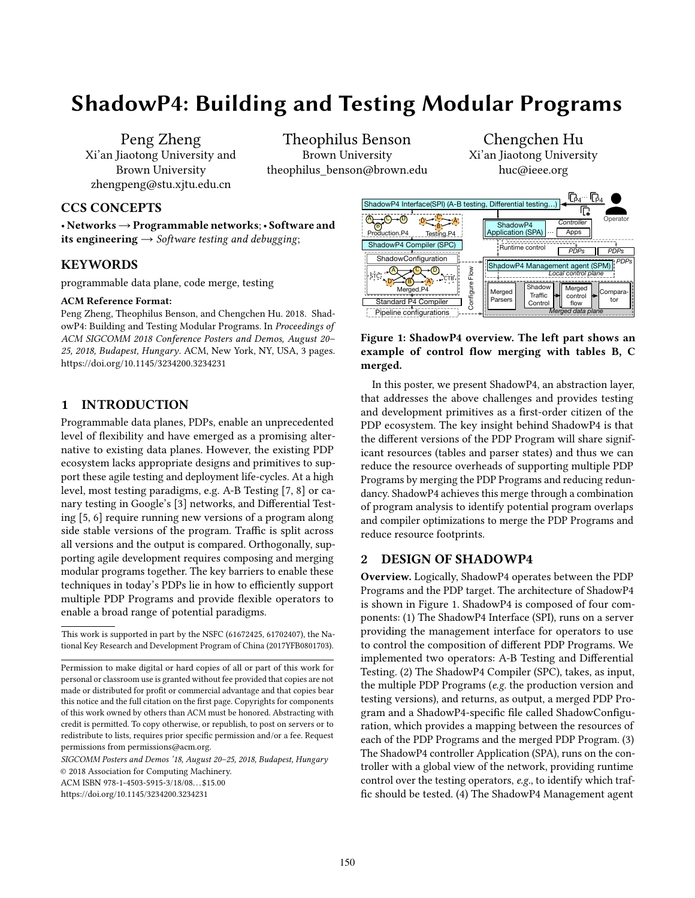# ShadowP4: Building and Testing Modular Programs

Peng Zheng
Xi'an Jiaotong University and Brown University
zhengpeng@stu.xjtu.edu.cn

Theophilus Benson
Brown University
theophilus_benson@brown.edu

Chengchen Hu
Xi'an Jiaotong University
huc@ieee.org

## CCS CONCEPTS

• **Networks → Programmable networks**; • **Software and its engineering** → *Software testing and debugging*;

## KEYWORDS

programmable data plane, code merge, testing

**ACM Reference Format:**

Peng Zheng, Theophilus Benson, and Chengchen Hu. 2018. ShadowP4: Building and Testing Modular Programs. In *Proceedings of ACM SIGCOMM 2018 Conference Posters and Demos, August 20–25, 2018, Budapest, Hungary.* ACM, New York, NY, USA, 3 pages. https://doi.org/10.1145/3234200.3234231

## 1 INTRODUCTION

Programmable data planes, PDPs, enable an unprecedented level of flexibility and have emerged as a promising alternative to existing data planes. However, the existing PDP ecosystem lacks appropriate designs and primitives to support these agile testing and deployment life-cycles. At a high level, most testing paradigms, e.g. A-B Testing [7, 8] or canary testing in Google's [3] networks, and Differential Testing [5, 6] require running new versions of a program along side stable versions of the program. Traffic is split across all versions and the output is compared. Orthogonally, supporting agile development requires composing and merging modular programs together. The key barriers to enable these techniques in today's PDPs lie in how to efficiently support multiple PDP Programs and provide flexible operators to enable a broad range of potential paradigms.

This work is supported in part by the NSFC (61672425, 61702407), the National Key Research and Development Program of China (2017YFB0801703).

Permission to make digital or hard copies of all or part of this work for personal or classroom use is granted without fee provided that copies are not made or distributed for profit or commercial advantage and that copies bear this notice and the full citation on the first page. Copyrights for components of this work owned by others than ACM must be honored. Abstracting with credit is permitted. To copy otherwise, or republish, to post on servers or to redistribute to lists, requires prior specific permission and/or a fee. Request permissions from permissions@acm.org.

*SIGCOMM Posters and Demos '18, August 20–25, 2018, Budapest, Hungary*
© 2018 Association for Computing Machinery.
ACM ISBN 978-1-4503-5915-3/18/08…$15.00
https://doi.org/10.1145/3234200.3234231

**Figure 1: ShadowP4 overview. The left part shows an example of control flow merging with tables B, C merged.**

In this poster, we present ShadowP4, an abstraction layer, that addresses the above challenges and provides testing and development primitives as a first-order citizen of the PDP ecosystem. The key insight behind ShadowP4 is that the different versions of the PDP Program will share significant resources (tables and parser states) and thus we can reduce the resource overheads of supporting multiple PDP Programs by merging the PDP Programs and reducing redundancy. ShadowP4 achieves this merge through a combination of program analysis to identify potential program overlaps and compiler optimizations to merge the PDP Programs and reduce resource footprints.

## 2 DESIGN OF SHADOWP4

**Overview.** Logically, ShadowP4 operates between the PDP Programs and the PDP target. The architecture of ShadowP4 is shown in Figure 1. ShadowP4 is composed of four components: (1) The ShadowP4 Interface (SPI), runs on a server providing the management interface for operators to use to control the composition of different PDP Programs. We implemented two operators: A-B Testing and Differential Testing. (2) The ShadowP4 Compiler (SPC), takes, as input, the multiple PDP Programs (*e.g.* the production version and testing versions), and returns, as output, a merged PDP Program and a ShadowP4-specific file called ShadowConfiguration, which provides a mapping between the resources of each of the PDP Programs and the merged PDP Program. (3) The ShadowP4 controller Application (SPA), runs on the controller with a global view of the network, providing runtime control over the testing operators, *e.g.*, to identify which traffic should be tested. (4) The ShadowP4 Management agent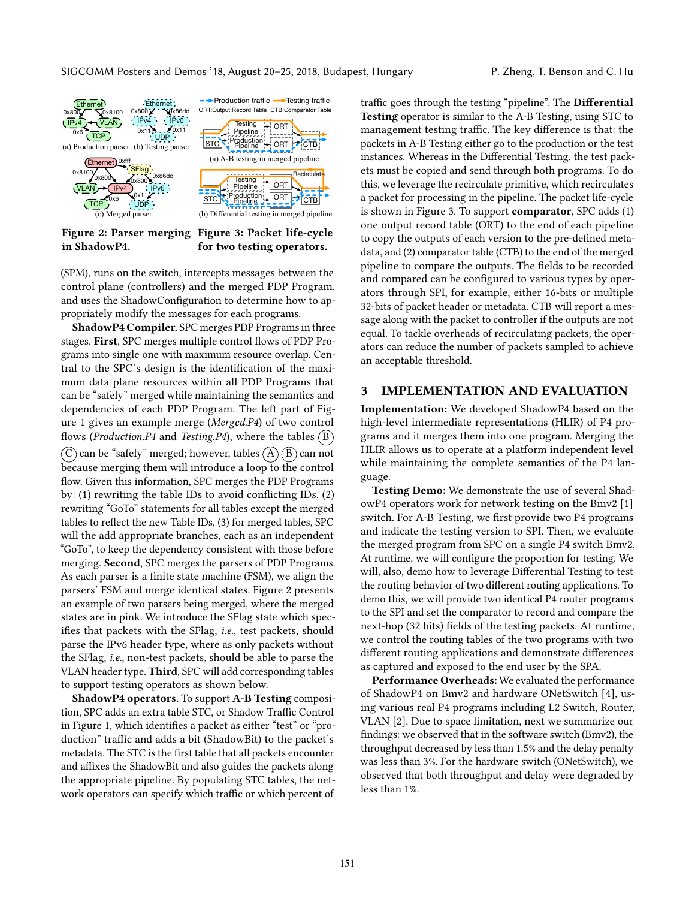Figure 2: Parser merging in ShadowP4.

Figure 3: Packet life-cycle for two testing operators.

(SPM), runs on the switch, intercepts messages between the control plane (controllers) and the merged PDP Program, and uses the ShadowConfiguration to determine how to appropriately modify the messages for each programs.

**ShadowP4 Compiler.** SPC merges PDP Programs in three stages. **First**, SPC merges multiple control flows of PDP Programs into single one with maximum resource overlap. Central to the SPC's design is the identification of the maximum data plane resources within all PDP Programs that can be "safely" merged while maintaining the semantics and dependencies of each PDP Program. The left part of Figure 1 gives an example merge (*Merged.P4*) of two control flows (*Production.P4* and *Testing.P4*), where the tables (B) (C) can be "safely" merged; however, tables (A) (B) can not because merging them will introduce a loop to the control flow. Given this information, SPC merges the PDP Programs by: (1) rewriting the table IDs to avoid conflicting IDs, (2) rewriting "GoTo" statements for all tables except the merged tables to reflect the new Table IDs, (3) for merged tables, SPC will the add appropriate branches, each as an independent "GoTo", to keep the dependency consistent with those before merging. **Second**, SPC merges the parsers of PDP Programs. As each parser is a finite state machine (FSM), we align the parsers' FSM and merge identical states. Figure 2 presents an example of two parsers being merged, where the merged states are in pink. We introduce the SFlag state which specifies that packets with the SFlag, *i.e.*, test packets, should parse the IPv6 header type, where as only packets without the SFlag, *i.e.*, non-test packets, should be able to parse the VLAN header type. **Third**, SPC will add corresponding tables to support testing operators as shown below.

**ShadowP4 operators.** To support **A-B Testing** composition, SPC adds an extra table STC, or Shadow Traffic Control in Figure 1, which identifies a packet as either "test" or "production" traffic and adds a bit (ShadowBit) to the packet's metadata. The STC is the first table that all packets encounter and affixes the ShadowBit and also guides the packets along the appropriate pipeline. By populating STC tables, the network operators can specify which traffic or which percent of traffic goes through the testing "pipeline". The **Differential Testing** operator is similar to the A-B Testing, using STC to management testing traffic. The key difference is that: the packets in A-B Testing either go to the production or the test instances. Whereas in the Differential Testing, the test packets must be copied and send through both programs. To do this, we leverage the recirculate primitive, which recirculates a packet for processing in the pipeline. The packet life-cycle is shown in Figure 3. To support **comparator**, SPC adds (1) one output record table (ORT) to the end of each pipeline to copy the outputs of each version to the pre-defined metadata, and (2) comparator table (CTB) to the end of the merged pipeline to compare the outputs. The fields to be recorded and compared can be configured to various types by operators through SPI, for example, either 16-bits or multiple 32-bits of packet header or metadata. CTB will report a message along with the packet to controller if the outputs are not equal. To tackle overheads of recirculating packets, the operators can reduce the number of packets sampled to achieve an acceptable threshold.

## 3 IMPLEMENTATION AND EVALUATION

**Implementation:** We developed ShadowP4 based on the high-level intermediate representations (HLIR) of P4 programs and it merges them into one program. Merging the HLIR allows us to operate at a platform independent level while maintaining the complete semantics of the P4 language.

**Testing Demo:** We demonstrate the use of several ShadowP4 operators work for network testing on the Bmv2 [1] switch. For A-B Testing, we first provide two P4 programs and indicate the testing version to SPI. Then, we evaluate the merged program from SPC on a single P4 switch Bmv2. At runtime, we will configure the proportion for testing. We will, also, demo how to leverage Differential Testing to test the routing behavior of two different routing applications. To demo this, we will provide two identical P4 router programs to the SPI and set the comparator to record and compare the next-hop (32 bits) fields of the testing packets. At runtime, we control the routing tables of the two programs with two different routing applications and demonstrate differences as captured and exposed to the end user by the SPA.

**Performance Overheads:** We evaluated the performance of ShadowP4 on Bmv2 and hardware ONetSwitch [4], using various real P4 programs including L2 Switch, Router, VLAN [2]. Due to space limitation, next we summarize our findings: we observed that in the software switch (Bmv2), the throughput decreased by less than 1.5% and the delay penalty was less than 3%. For the hardware switch (ONetSwitch), we observed that both throughput and delay were degraded by less than 1%.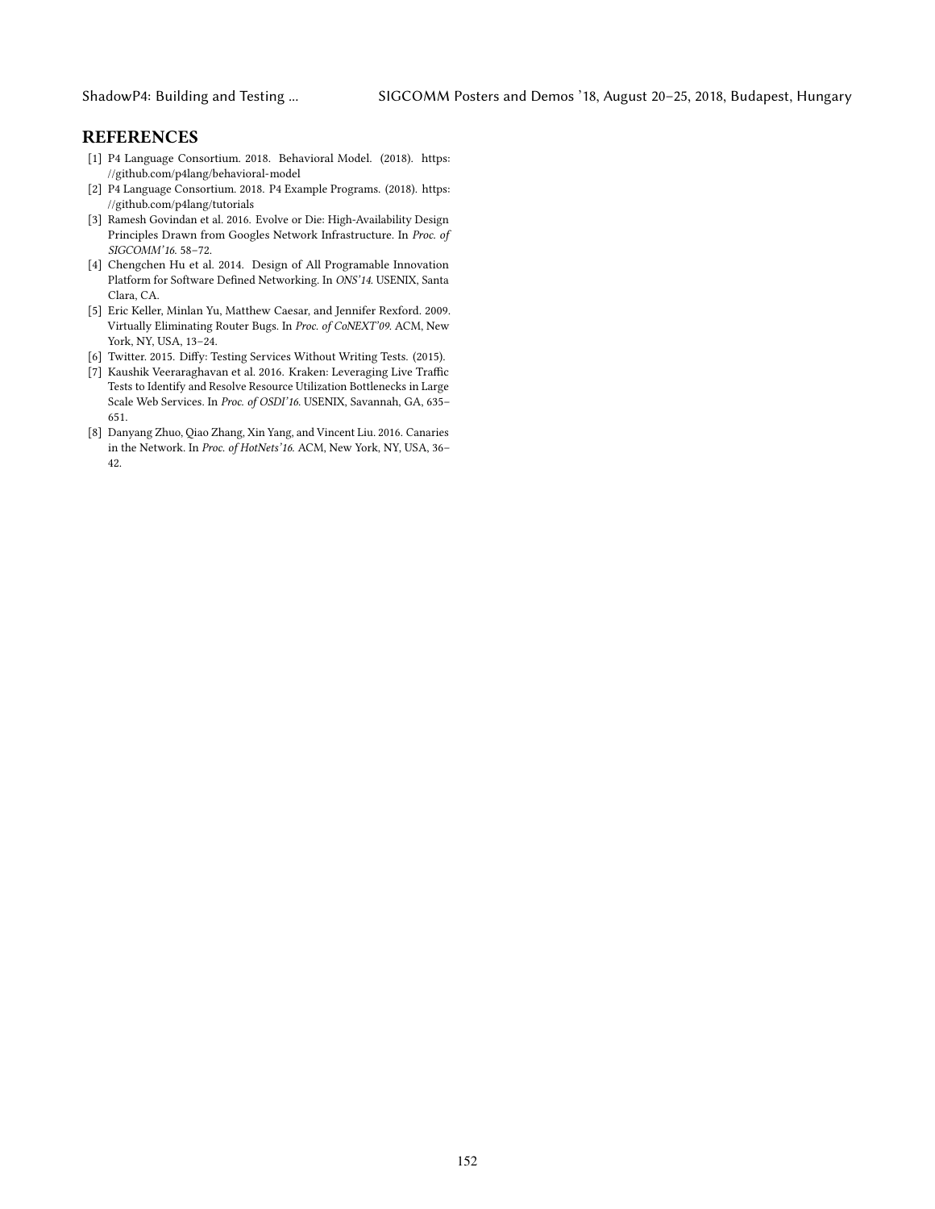## REFERENCES

[1] P4 Language Consortium. 2018. Behavioral Model. (2018). https://github.com/p4lang/behavioral-model

[2] P4 Language Consortium. 2018. P4 Example Programs. (2018). https://github.com/p4lang/tutorials

[3] Ramesh Govindan et al. 2016. Evolve or Die: High-Availability Design Principles Drawn from Googles Network Infrastructure. In *Proc. of SIGCOMM'16*. 58–72.

[4] Chengchen Hu et al. 2014. Design of All Programable Innovation Platform for Software Defined Networking. In *ONS'14*. USENIX, Santa Clara, CA.

[5] Eric Keller, Minlan Yu, Matthew Caesar, and Jennifer Rexford. 2009. Virtually Eliminating Router Bugs. In *Proc. of CoNEXT'09*. ACM, New York, NY, USA, 13–24.

[6] Twitter. 2015. Diffy: Testing Services Without Writing Tests. (2015).

[7] Kaushik Veeraraghavan et al. 2016. Kraken: Leveraging Live Traffic Tests to Identify and Resolve Resource Utilization Bottlenecks in Large Scale Web Services. In *Proc. of OSDI'16*. USENIX, Savannah, GA, 635–651.

[8] Danyang Zhuo, Qiao Zhang, Xin Yang, and Vincent Liu. 2016. Canaries in the Network. In *Proc. of HotNets'16*. ACM, New York, NY, USA, 36–42.